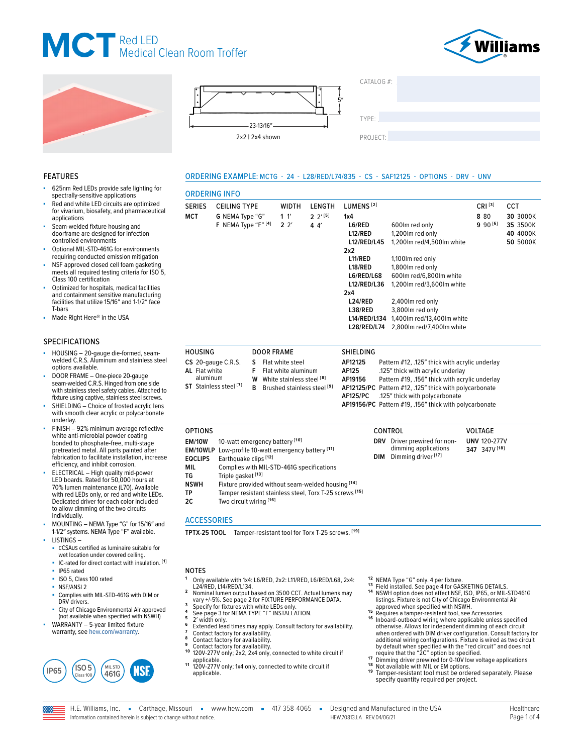# MCT Red LED Medical Clean Room Troffer

5″

23-13/16″

2x2 | 2x4 shown

CATALOG #:

TYPE:

PROJECT:

## FEATURES

- 625nm Red LEDs provide safe lighting for spectrally-sensitive applications
- Red and white LED circuits are optimized for vivarium, biosafety, and pharmaceutical applications
- Seam-welded fixture housing and doorframe are designed for infection controlled environments
- Optional MIL-STD-461G for environments requiring conducted emission mitigation
- NSF approved closed cell foam gasketing meets all required testing criteria for ISO 5, Class 100 certification
- Optimized for hospitals, medical facilities and containment sensitive manufacturing facilities that utilize 15/16″ and 1-1/2″ face T-bars
- Made Right Here® in the USA

## SPECIFICATIONS

- HOUSING – 20-gauge die-formed, seam-welded C.R.S. Aluminum and stainless steel options available.
- DOOR FRAME – One-piece 20-gauge seam-welded C.R.S. Hinged from one side with stainless steel safety cables. Attached to fixture using captive, stainless steel screws.
- SHIELDING – Choice of frosted acrylic lens with smooth clear acrylic or polycarbonate underlay.
- FINISH – 92% minimum average reflective white anti-microbial powder coating bonded to phosphate-free, multi-stage pretreated metal. All parts painted after fabrication to facilitate installation, increase efficiency, and inhibit corrosion.
- ELECTRICAL – High quality mid-power LED boards. Rated for 50,000 hours at 70% lumen maintenance (L70). Available with red LEDs only, or red and white LEDs. Dedicated driver for each color included to allow dimming of the two circuits individually.
- MOUNTING – NEMA Type "G" for 15/16″ and 1-1/2″ systems. NEMA Type "F" available.
- LISTINGS –
  - cCSAus certified as luminaire suitable for wet location under covered ceiling.
  - IC-rated for direct contact with insulation. [1]
  - IP65 rated
  - ISO 5, Class 100 rated
  - NSF/ANSI 2
  - Complies with MIL-STD-461G with DIM or DRV drivers.
  - City of Chicago Environmental Air approved (not available when specified with NSWH)
- WARRANTY – 5-year limited fixture warranty, see hew.com/warranty.

IP65 | ISO 5 Class 100 | MIL STD 461G | NSF

## ORDERING EXAMPLE: MCTG - 24 - L28/RED/L74/835 - CS - SAF12125 - OPTIONS - DRV - UNV

## ORDERING INFO

| SERIES | CEILING TYPE | WIDTH | LENGTH | LUMENS [2] | | CRI [3] | CCT |
|---|---|---|---|---|---|---|---|
| MCT | G NEMA Type "G" | 1 1′ | 2 2′ [5] | **1x4** | | 8 80 | 30 3000K |
| | F NEMA Type "F" [4] | 2 2′ | 4 4′ | L6/RED | 600lm red only | 9 90 [6] | 35 3500K |
| | | | | L12/RED | 1,200lm red only | | 40 4000K |
| | | | | L12/RED/L45 | 1,200lm red/4,500lm white | | 50 5000K |
| | | | | **2x2** | | | |
| | | | | L11/RED | 1,100lm red only | | |
| | | | | L18/RED | 1,800lm red only | | |
| | | | | L6/RED/L68 | 600lm red/6,800lm white | | |
| | | | | L12/RED/L36 | 1,200lm red/3,600lm white | | |
| | | | | **2x4** | | | |
| | | | | L24/RED | 2,400lm red only | | |
| | | | | L38/RED | 3,800lm red only | | |
| | | | | L14/RED/L134 | 1,400lm red/13,400lm white | | |
| | | | | L28/RED/L74 | 2,800lm red/7,400lm white | | |

| HOUSING | | DOOR FRAME | | SHIELDING | |
|---|---|---|---|---|---|
| CS | 20-gauge C.R.S. | S | Flat white steel | AF12125 | Pattern #12, .125″ thick with acrylic underlay |
| AL | Flat white aluminum | F | Flat white aluminum | AF125 | .125″ thick with acrylic underlay |
| ST | Stainless steel [7] | W | White stainless steel [8] | AF19156 | Pattern #19, .156″ thick with acrylic underlay |
| | | B | Brushed stainless steel [9] | AF12125/PC | Pattern #12, .125″ thick with polycarbonate |
| | | | | AF125/PC | .125″ thick with polycarbonate |
| | | | | AF19156/PC | Pattern #19, .156″ thick with polycarbonate |

### OPTIONS

| | |
|---|---|
| EM/10W | 10-watt emergency battery [10] |
| EM/10WLP | Low-profile 10-watt emergency battery [11] |
| EQCLIPS | Earthquake clips [12] |
| MIL | Complies with MIL-STD-461G specifications |
| TG | Triple gasket [13] |
| NSWH | Fixture provided without seam-welded housing [14] |
| TP | Tamper resistant stainless steel, Torx T-25 screws [15] |
| 2C | Two circuit wiring [16] |

### CONTROL

| | |
|---|---|
| DRV | Driver prewired for non-dimming applications |
| DIM | Dimming driver [17] |

### VOLTAGE

| | |
|---|---|
| UNV | 120-277V |
| 347 | 347V [18] |

## ACCESSORIES

**TPTX-25 TOOL** Tamper-resistant tool for Torx T-25 screws. [19]

## NOTES

1. Only available with 1x4: L6/RED, 2x2: L11/RED, L6/RED/L68, 2x4: L24/RED, L14/RED/L134.
2. Nominal lumen output based on 3500 CCT. Actual lumens may vary +/-5%. See page 2 for FIXTURE PERFORMANCE DATA.
3. Specify for fixtures with white LEDs only.
4. See page 3 for NEMA TYPE "F" INSTALLATION.
5. 2′ width only.
6. Extended lead times may apply. Consult factory for availability.
7. Contact factory for availability.
8. Contact factory for availability.
9. Contact factory for availability.
10. 120V-277V only; 2x2, 2x4 only, connected to white circuit if applicable.
11. 120V-277V only; 1x4 only, connected to white circuit if applicable.
12. NEMA Type "G" only. 4 per fixture.
13. Field installed. See page 4 for GASKETING DETAILS.
14. NSWH option does not affect NSF, ISO, IP65, or MIL-STD461G listings. Fixture is not City of Chicago Environmental Air approved when specified with NSWH.
15. Requires a tamper-resistant tool, see Accessories.
16. Inboard-outboard wiring where applicable unless specified otherwise. Allows for independent dimming of each circuit when ordered with DIM driver configuration. Consult factory for additional wiring configurations. Fixture is wired as two circuit by default when specified with the "red circuit" and does not require that the "2C" option be specified.
17. Dimming driver prewired for 0-10V low voltage applications
18. Not available with MIL or EM options.
19. Tamper-resistant tool must be ordered separately. Please specify quantity required per project.

H.E. Williams, Inc. ▪ Carthage, Missouri ▪ www.hew.com ▪ 417-358-4065 ▪ Designed and Manufactured in the USA

Information contained herein is subject to change without notice. HEW.70813.LA REV.04/06/21

Healthcare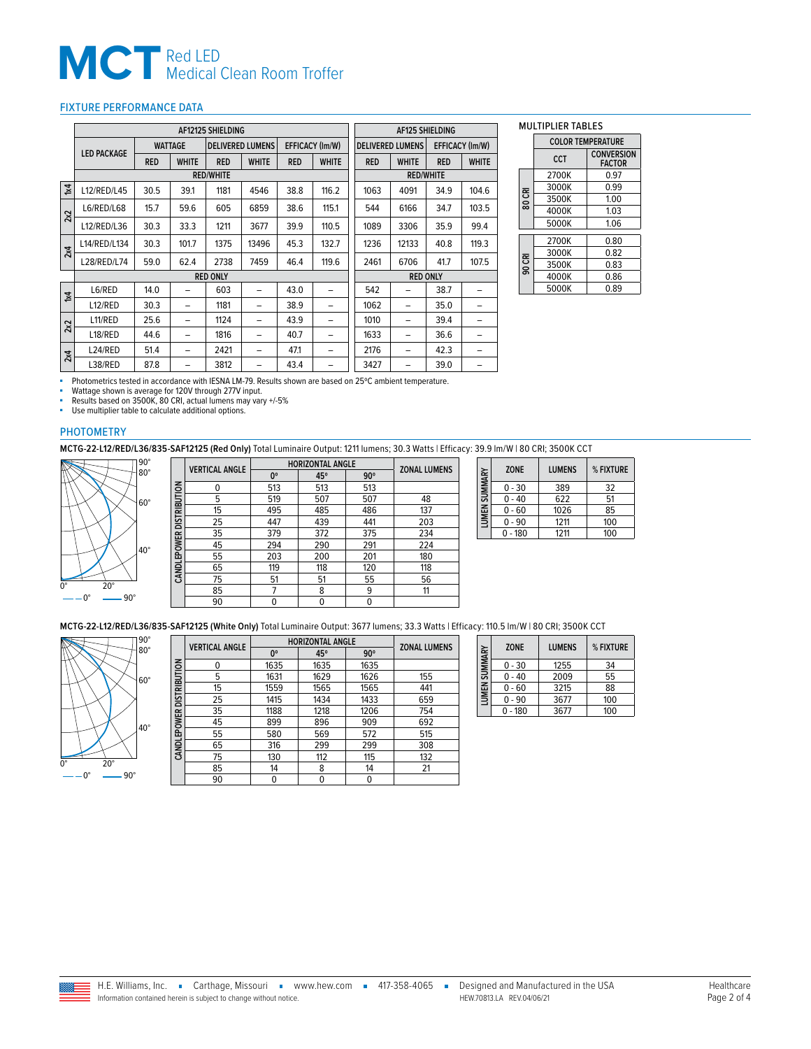# MCT Red LED Medical Clean Room Troffer

## FIXTURE PERFORMANCE DATA

| | LED PACKAGE | AF12125 SHIELDING | | | | | | AF125 SHIELDING | | | |
|---|---|---|---|---|---|---|---|---|---|---|---|
| | | WATTAGE | | DELIVERED LUMENS | | EFFICACY (lm/W) | | DELIVERED LUMENS | | EFFICACY (lm/W) | |
| | | RED | WHITE | RED | WHITE | RED | WHITE | RED | WHITE | RED | WHITE |
| | | RED/WHITE | | | | | | RED/WHITE | | | |
| 1x4 | L12/RED/L45 | 30.5 | 39.1 | 1181 | 4546 | 38.8 | 116.2 | 1063 | 4091 | 34.9 | 104.6 |
| 2x2 | L6/RED/L68 | 15.7 | 59.6 | 605 | 6859 | 38.6 | 115.1 | 544 | 6166 | 34.7 | 103.5 |
| 2x2 | L12/RED/L36 | 30.3 | 33.3 | 1211 | 3677 | 39.9 | 110.5 | 1089 | 3306 | 35.9 | 99.4 |
| 2x4 | L14/RED/L134 | 30.3 | 101.7 | 1375 | 13496 | 45.3 | 132.7 | 1236 | 12133 | 40.8 | 119.3 |
| 2x4 | L28/RED/L74 | 59.0 | 62.4 | 2738 | 7459 | 46.4 | 119.6 | 2461 | 6706 | 41.7 | 107.5 |
| | | RED ONLY | | | | | | RED ONLY | | | |
| 1x4 | L6/RED | 14.0 | – | 603 | – | 43.0 | – | 542 | – | 38.7 | – |
| 1x4 | L12/RED | 30.3 | – | 1181 | – | 38.9 | – | 1062 | – | 35.0 | – |
| 2x2 | L11/RED | 25.6 | – | 1124 | – | 43.9 | – | 1010 | – | 39.4 | – |
| 2x2 | L18/RED | 44.6 | – | 1816 | – | 40.7 | – | 1633 | – | 36.6 | – |
| 2x4 | L24/RED | 51.4 | – | 2421 | – | 47.1 | – | 2176 | – | 42.3 | – |
| 2x4 | L38/RED | 87.8 | – | 3812 | – | 43.4 | – | 3427 | – | 39.0 | – |

- Photometrics tested in accordance with IESNA LM-79. Results shown are based on 25ºC ambient temperature.
- Wattage shown is average for 120V through 277V input.
- Results based on 3500K, 80 CRI, actual lumens may vary +/-5%
- Use multiplier table to calculate additional options.

### MULTIPLIER TABLES

| | COLOR TEMPERATURE | |
|---|---|---|
| | CCT | CONVERSION FACTOR |
| 80 CRI | 2700K | 0.97 |
| 80 CRI | 3000K | 0.99 |
| 80 CRI | 3500K | 1.00 |
| 80 CRI | 4000K | 1.03 |
| 80 CRI | 5000K | 1.06 |
| 90 CRI | 2700K | 0.80 |
| 90 CRI | 3000K | 0.82 |
| 90 CRI | 3500K | 0.83 |
| 90 CRI | 4000K | 0.86 |
| 90 CRI | 5000K | 0.89 |

## PHOTOMETRY

**MCTG-22-L12/RED/L36/835-SAF12125 (Red Only)** Total Luminaire Output: 1211 lumens; 30.3 Watts | Efficacy: 39.9 lm/W | 80 CRI; 3500K CCT

**CANDLEPOWER DISTRIBUTION**

| VERTICAL ANGLE | HORIZONTAL ANGLE 0° | 45° | 90° | ZONAL LUMENS |
|---|---|---|---|---|
| 0 | 513 | 513 | 513 | |
| 5 | 519 | 507 | 507 | 48 |
| 15 | 495 | 485 | 486 | 137 |
| 25 | 447 | 439 | 441 | 203 |
| 35 | 379 | 372 | 375 | 234 |
| 45 | 294 | 290 | 291 | 224 |
| 55 | 203 | 200 | 201 | 180 |
| 65 | 119 | 118 | 120 | 118 |
| 75 | 51 | 51 | 55 | 56 |
| 85 | 7 | 8 | 9 | 11 |
| 90 | 0 | 0 | 0 | |

**LUMEN SUMMARY**

| ZONE | LUMENS | % FIXTURE |
|---|---|---|
| 0 - 30 | 389 | 32 |
| 0 - 40 | 622 | 51 |
| 0 - 60 | 1026 | 85 |
| 0 - 90 | 1211 | 100 |
| 0 - 180 | 1211 | 100 |

**MCTG-22-L12/RED/L36/835-SAF12125 (White Only)** Total Luminaire Output: 3677 lumens; 33.3 Watts | Efficacy: 110.5 lm/W | 80 CRI; 3500K CCT

**CANDLEPOWER DISTRIBUTION**

| VERTICAL ANGLE | HORIZONTAL ANGLE 0° | 45° | 90° | ZONAL LUMENS |
|---|---|---|---|---|
| 0 | 1635 | 1635 | 1635 | |
| 5 | 1631 | 1629 | 1626 | 155 |
| 15 | 1559 | 1565 | 1565 | 441 |
| 25 | 1415 | 1434 | 1433 | 659 |
| 35 | 1188 | 1218 | 1206 | 754 |
| 45 | 899 | 896 | 909 | 692 |
| 55 | 580 | 569 | 572 | 515 |
| 65 | 316 | 299 | 299 | 308 |
| 75 | 130 | 112 | 115 | 132 |
| 85 | 14 | 8 | 14 | 21 |
| 90 | 0 | 0 | 0 | |

**LUMEN SUMMARY**

| ZONE | LUMENS | % FIXTURE |
|---|---|---|
| 0 - 30 | 1255 | 34 |
| 0 - 40 | 2009 | 55 |
| 0 - 60 | 3215 | 88 |
| 0 - 90 | 3677 | 100 |
| 0 - 180 | 3677 | 100 |

H.E. Williams, Inc. ▪ Carthage, Missouri ▪ www.hew.com ▪ 417-358-4065 ▪ Designed and Manufactured in the USA
Information contained herein is subject to change without notice. HEW.70813.LA REV.04/06/21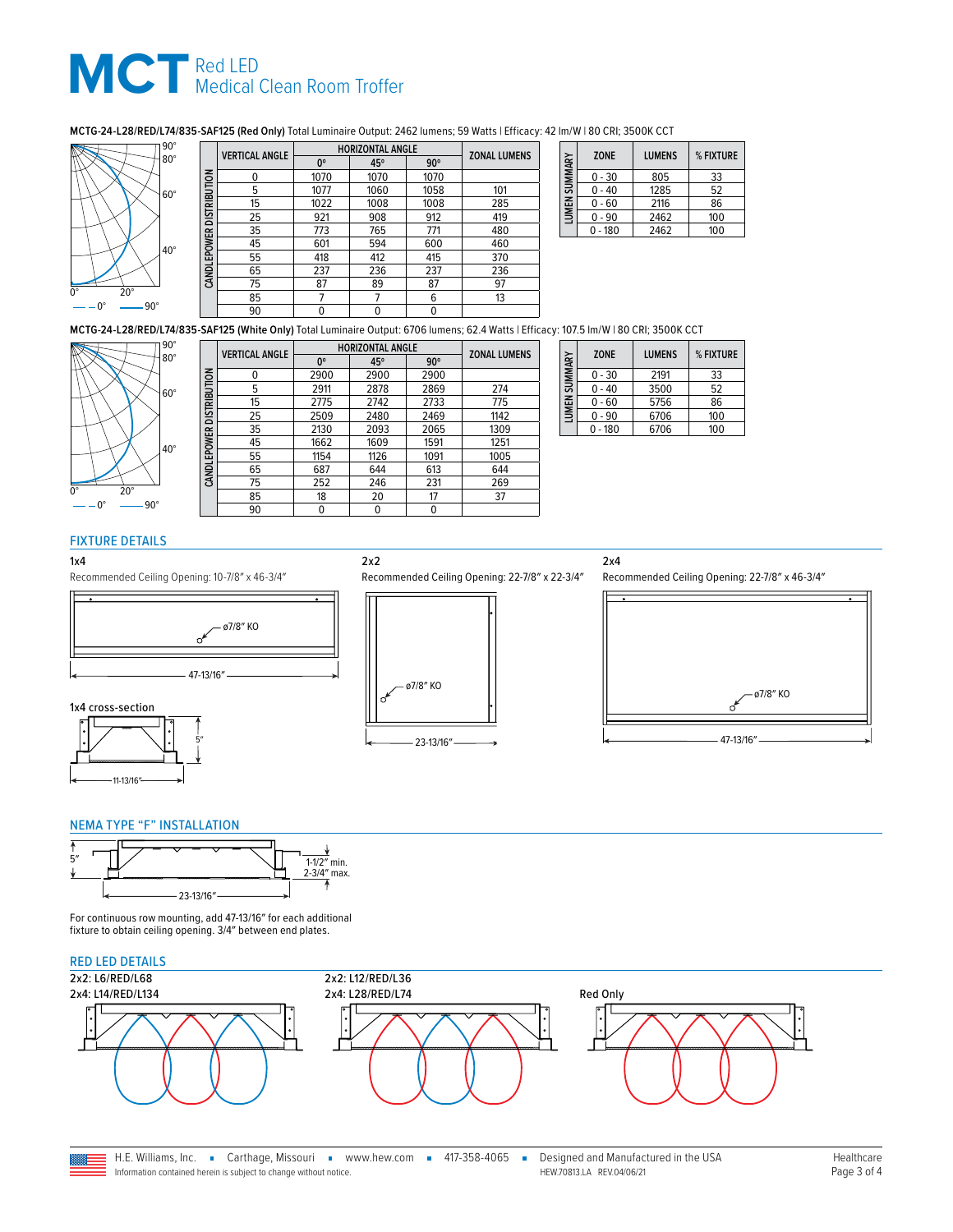# MCT Red LED Medical Clean Room Troffer

**MCTG-24-L28/RED/L74/835-SAF125 (Red Only)** Total Luminaire Output: 2462 lumens; 59 Watts | Efficacy: 42 lm/W | 80 CRI; 3500K CCT

| VERTICAL ANGLE | HORIZONTAL ANGLE 0° | 45° | 90° | ZONAL LUMENS |
|---|---|---|---|---|
| 0 | 1070 | 1070 | 1070 | |
| 5 | 1077 | 1060 | 1058 | 101 |
| 15 | 1022 | 1008 | 1008 | 285 |
| 25 | 921 | 908 | 912 | 419 |
| 35 | 773 | 765 | 771 | 480 |
| 45 | 601 | 594 | 600 | 460 |
| 55 | 418 | 412 | 415 | 370 |
| 65 | 237 | 236 | 237 | 236 |
| 75 | 87 | 89 | 87 | 97 |
| 85 | 7 | 7 | 6 | 13 |
| 90 | 0 | 0 | 0 | |

CANDLEPOWER DISTRIBUTION

LUMEN SUMMARY

| ZONE | LUMENS | % FIXTURE |
|---|---|---|
| 0 - 30 | 805 | 33 |
| 0 - 40 | 1285 | 52 |
| 0 - 60 | 2116 | 86 |
| 0 - 90 | 2462 | 100 |
| 0 - 180 | 2462 | 100 |

**MCTG-24-L28/RED/L74/835-SAF125 (White Only)** Total Luminaire Output: 6706 lumens; 62.4 Watts | Efficacy: 107.5 lm/W | 80 CRI; 3500K CCT

| VERTICAL ANGLE | HORIZONTAL ANGLE 0° | 45° | 90° | ZONAL LUMENS |
|---|---|---|---|---|
| 0 | 2900 | 2900 | 2900 | |
| 5 | 2911 | 2878 | 2869 | 274 |
| 15 | 2775 | 2742 | 2733 | 775 |
| 25 | 2509 | 2480 | 2469 | 1142 |
| 35 | 2130 | 2093 | 2065 | 1309 |
| 45 | 1662 | 1609 | 1591 | 1251 |
| 55 | 1154 | 1126 | 1091 | 1005 |
| 65 | 687 | 644 | 613 | 644 |
| 75 | 252 | 246 | 231 | 269 |
| 85 | 18 | 20 | 17 | 37 |
| 90 | 0 | 0 | 0 | |

CANDLEPOWER DISTRIBUTION

LUMEN SUMMARY

| ZONE | LUMENS | % FIXTURE |
|---|---|---|
| 0 - 30 | 2191 | 33 |
| 0 - 40 | 3500 | 52 |
| 0 - 60 | 5756 | 86 |
| 0 - 90 | 6706 | 100 |
| 0 - 180 | 6706 | 100 |

## FIXTURE DETAILS

**1x4**

Recommended Ceiling Opening: 10-7/8" x 46-3/4"

ø7/8" KO

47-13/16"

1x4 cross-section

5"

11-13/16"

**2x2**

Recommended Ceiling Opening: 22-7/8" x 22-3/4"

ø7/8" KO

23-13/16"

**2x4**

Recommended Ceiling Opening: 22-7/8" x 46-3/4"

ø7/8" KO

47-13/16"

## NEMA TYPE "F" INSTALLATION

5"

1-1/2" min.
2-3/4" max.

23-13/16"

For continuous row mounting, add 47-13/16" for each additional fixture to obtain ceiling opening. 3/4" between end plates.

## RED LED DETAILS

2x2: L6/RED/L68
2x4: L14/RED/L134

2x2: L12/RED/L36
2x4: L28/RED/L74

Red Only

H.E. Williams, Inc. ▪ Carthage, Missouri ▪ www.hew.com ▪ 417-358-4065 ▪ Designed and Manufactured in the USA

Information contained herein is subject to change without notice. HEW.70813.LA REV.04/06/21

Healthcare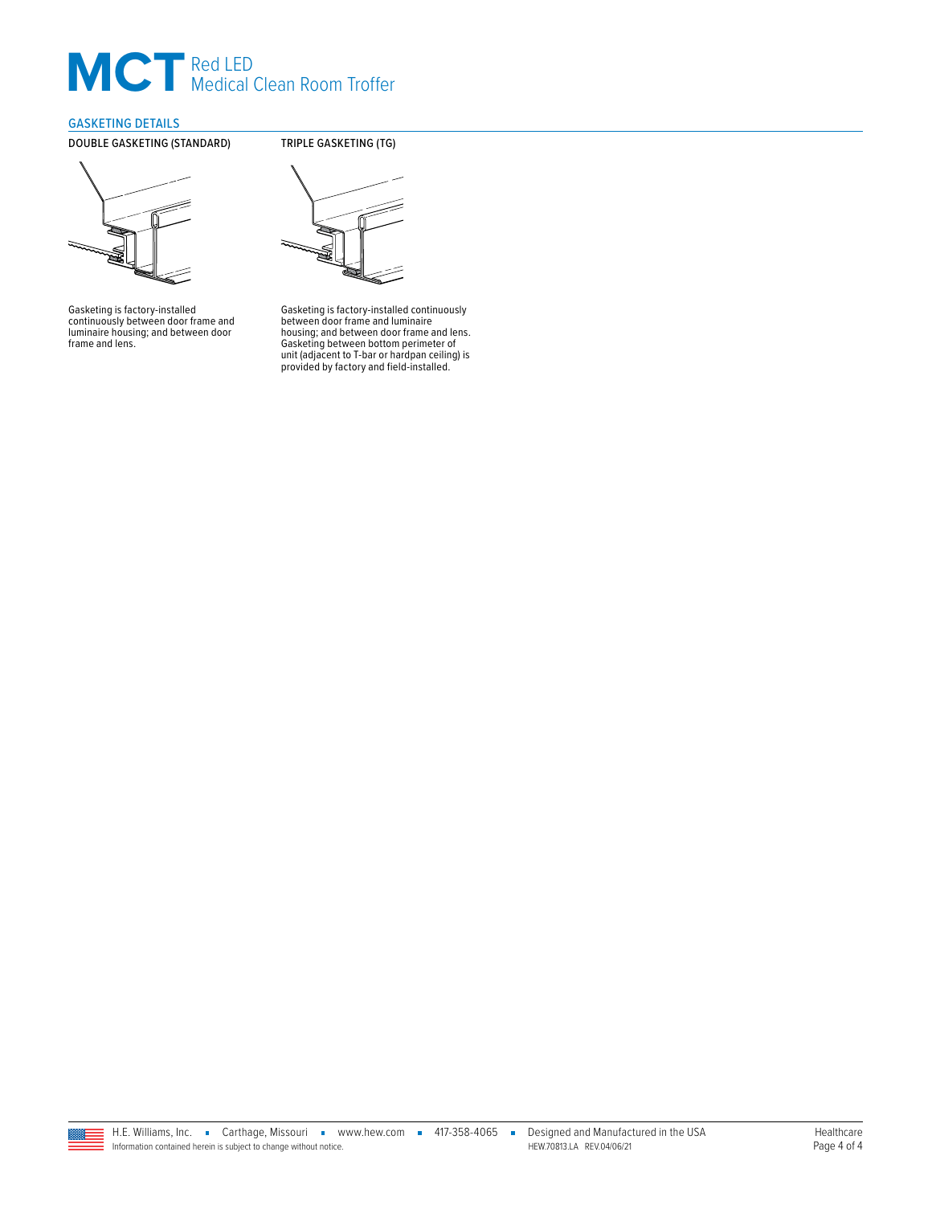# MCT Red LED Medical Clean Room Troffer

## GASKETING DETAILS

### DOUBLE GASKETING (STANDARD)

Gasketing is factory-installed continuously between door frame and luminaire housing; and between door frame and lens.

### TRIPLE GASKETING (TG)

Gasketing is factory-installed continuously between door frame and luminaire housing; and between door frame and lens. Gasketing between bottom perimeter of unit (adjacent to T-bar or hardpan ceiling) is provided by factory and field-installed.

H.E. Williams, Inc. ▪ Carthage, Missouri ▪ www.hew.com ▪ 417-358-4065 ▪ Designed and Manufactured in the USA

Information contained herein is subject to change without notice.

HEW.70813.LA REV.04/06/21

Healthcare